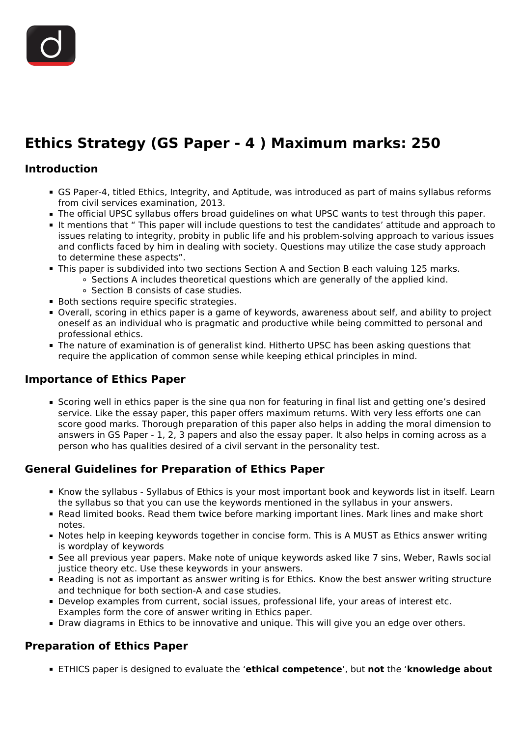# Ethics Strategy (GS Paper - 4 ) Maximum marks: 250

## Introduction

- GS Paper-4, titled Ethics, Integrity, and Aptitude, was introduced as part of mains syllabus reforms from civil services examination, 2013.
- The official UPSC syllabus offers broad guidelines on what UPSC wants to test through this paper.
- It mentions that " This paper will include questions to test the candidates' attitude and approach to issues relating to integrity, probity in public life and his problem-solving approach to various issues and conflicts faced by him in dealing with society. Questions may utilize the case study approach to determine these aspects".
- This paper is subdivided into two sections Section A and Section B each valuing 125 marks.
  - Sections A includes theoretical questions which are generally of the applied kind.
  - Section B consists of case studies.
- Both sections require specific strategies.
- Overall, scoring in ethics paper is a game of keywords, awareness about self, and ability to project oneself as an individual who is pragmatic and productive while being committed to personal and professional ethics.
- The nature of examination is of generalist kind. Hitherto UPSC has been asking questions that require the application of common sense while keeping ethical principles in mind.

## Importance of Ethics Paper

- Scoring well in ethics paper is the sine qua non for featuring in final list and getting one's desired service. Like the essay paper, this paper offers maximum returns. With very less efforts one can score good marks. Thorough preparation of this paper also helps in adding the moral dimension to answers in GS Paper - 1, 2, 3 papers and also the essay paper. It also helps in coming across as a person who has qualities desired of a civil servant in the personality test.

## General Guidelines for Preparation of Ethics Paper

- Know the syllabus - Syllabus of Ethics is your most important book and keywords list in itself. Learn the syllabus so that you can use the keywords mentioned in the syllabus in your answers.
- Read limited books. Read them twice before marking important lines. Mark lines and make short notes.
- Notes help in keeping keywords together in concise form. This is A MUST as Ethics answer writing is wordplay of keywords
- See all previous year papers. Make note of unique keywords asked like 7 sins, Weber, Rawls social justice theory etc. Use these keywords in your answers.
- Reading is not as important as answer writing is for Ethics. Know the best answer writing structure and technique for both section-A and case studies.
- Develop examples from current, social issues, professional life, your areas of interest etc. Examples form the core of answer writing in Ethics paper.
- Draw diagrams in Ethics to be innovative and unique. This will give you an edge over others.

## Preparation of Ethics Paper

- ETHICS paper is designed to evaluate the '**ethical competence**', but **not** the '**knowledge about**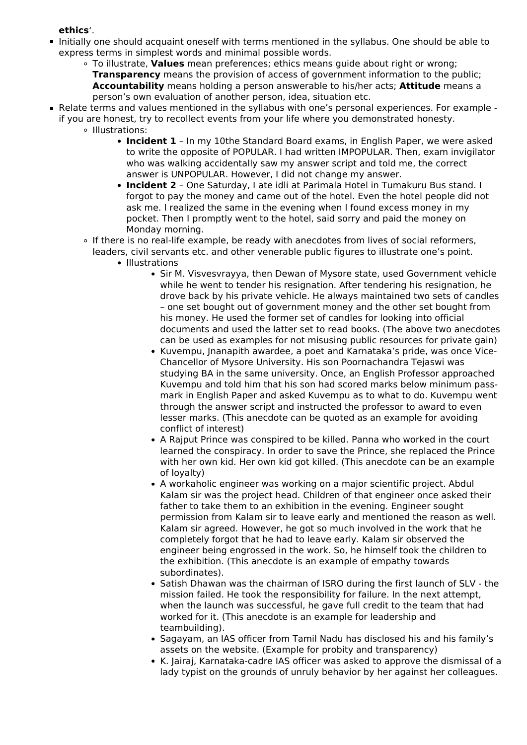**ethics**'.

- Initially one should acquaint oneself with terms mentioned in the syllabus. One should be able to express terms in simplest words and minimal possible words.
    - To illustrate, **Values** mean preferences; ethics means guide about right or wrong; **Transparency** means the provision of access of government information to the public; **Accountability** means holding a person answerable to his/her acts; **Attitude** means a person's own evaluation of another person, idea, situation etc.
- Relate terms and values mentioned in the syllabus with one's personal experiences. For example - if you are honest, try to recollect events from your life where you demonstrated honesty.
    - Illustrations:
        - **Incident 1** – In my 10the Standard Board exams, in English Paper, we were asked to write the opposite of POPULAR. I had written IMPOPULAR. Then, exam invigilator who was walking accidentally saw my answer script and told me, the correct answer is UNPOPULAR. However, I did not change my answer.
        - **Incident 2** – One Saturday, I ate idli at Parimala Hotel in Tumakuru Bus stand. I forgot to pay the money and came out of the hotel. Even the hotel people did not ask me. I realized the same in the evening when I found excess money in my pocket. Then I promptly went to the hotel, said sorry and paid the money on Monday morning.
    - If there is no real-life example, be ready with anecdotes from lives of social reformers, leaders, civil servants etc. and other venerable public figures to illustrate one's point.
        - Illustrations
            - Sir M. Visvesvrayya, then Dewan of Mysore state, used Government vehicle while he went to tender his resignation. After tendering his resignation, he drove back by his private vehicle. He always maintained two sets of candles – one set bought out of government money and the other set bought from his money. He used the former set of candles for looking into official documents and used the latter set to read books. (The above two anecdotes can be used as examples for not misusing public resources for private gain)
            - Kuvempu, Jnanapith awardee, a poet and Karnataka's pride, was once Vice-Chancellor of Mysore University. His son Poornachandra Tejaswi was studying BA in the same university. Once, an English Professor approached Kuvempu and told him that his son had scored marks below minimum pass-mark in English Paper and asked Kuvempu as to what to do. Kuvempu went through the answer script and instructed the professor to award to even lesser marks. (This anecdote can be quoted as an example for avoiding conflict of interest)
            - A Rajput Prince was conspired to be killed. Panna who worked in the court learned the conspiracy. In order to save the Prince, she replaced the Prince with her own kid. Her own kid got killed. (This anecdote can be an example of loyalty)
            - A workaholic engineer was working on a major scientific project. Abdul Kalam sir was the project head. Children of that engineer once asked their father to take them to an exhibition in the evening. Engineer sought permission from Kalam sir to leave early and mentioned the reason as well. Kalam sir agreed. However, he got so much involved in the work that he completely forgot that he had to leave early. Kalam sir observed the engineer being engrossed in the work. So, he himself took the children to the exhibition. (This anecdote is an example of empathy towards subordinates).
            - Satish Dhawan was the chairman of ISRO during the first launch of SLV - the mission failed. He took the responsibility for failure. In the next attempt, when the launch was successful, he gave full credit to the team that had worked for it. (This anecdote is an example for leadership and teambuilding).
            - Sagayam, an IAS officer from Tamil Nadu has disclosed his and his family's assets on the website. (Example for probity and transparency)
            - K. Jairaj, Karnataka-cadre IAS officer was asked to approve the dismissal of a lady typist on the grounds of unruly behavior by her against her colleagues.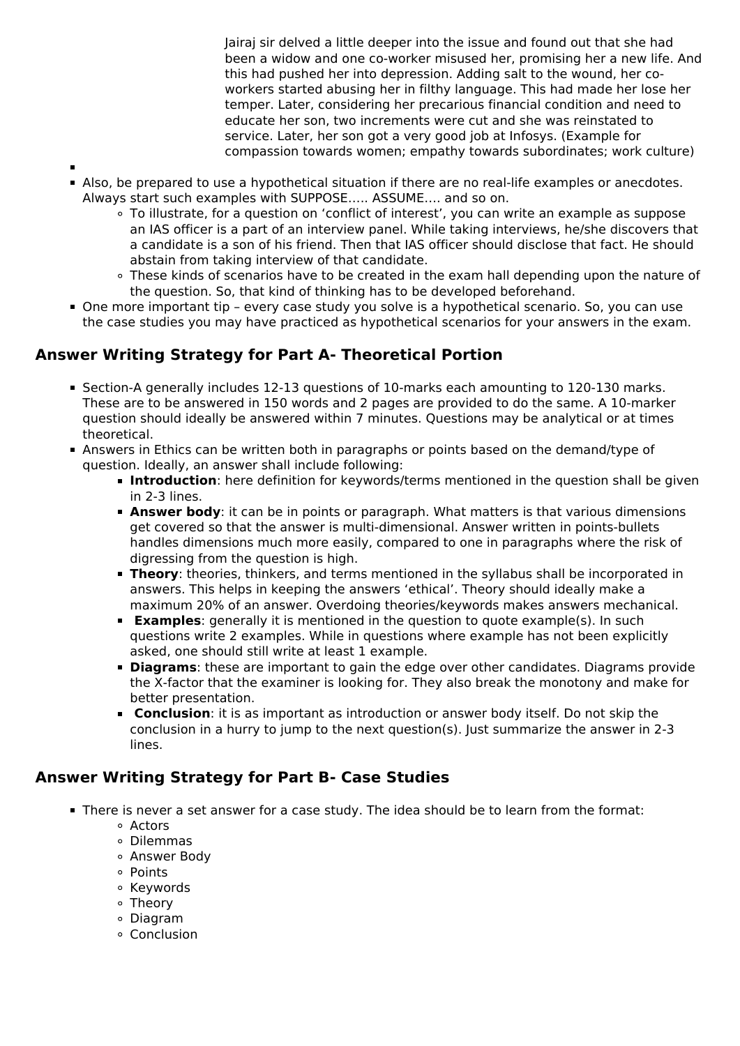Jairaj sir delved a little deeper into the issue and found out that she had been a widow and one co-worker misused her, promising her a new life. And this had pushed her into depression. Adding salt to the wound, her co-workers started abusing her in filthy language. This had made her lose her temper. Later, considering her precarious financial condition and need to educate her son, two increments were cut and she was reinstated to service. Later, her son got a very good job at Infosys. (Example for compassion towards women; empathy towards subordinates; work culture)

- Also, be prepared to use a hypothetical situation if there are no real-life examples or anecdotes. Always start such examples with SUPPOSE….. ASSUME…. and so on.
    - To illustrate, for a question on 'conflict of interest', you can write an example as suppose an IAS officer is a part of an interview panel. While taking interviews, he/she discovers that a candidate is a son of his friend. Then that IAS officer should disclose that fact. He should abstain from taking interview of that candidate.
    - These kinds of scenarios have to be created in the exam hall depending upon the nature of the question. So, that kind of thinking has to be developed beforehand.
- One more important tip – every case study you solve is a hypothetical scenario. So, you can use the case studies you may have practiced as hypothetical scenarios for your answers in the exam.

## Answer Writing Strategy for Part A- Theoretical Portion

- Section-A generally includes 12-13 questions of 10-marks each amounting to 120-130 marks. These are to be answered in 150 words and 2 pages are provided to do the same. A 10-marker question should ideally be answered within 7 minutes. Questions may be analytical or at times theoretical.
- Answers in Ethics can be written both in paragraphs or points based on the demand/type of question. Ideally, an answer shall include following:
    - **Introduction**: here definition for keywords/terms mentioned in the question shall be given in 2-3 lines.
    - **Answer body**: it can be in points or paragraph. What matters is that various dimensions get covered so that the answer is multi-dimensional. Answer written in points-bullets handles dimensions much more easily, compared to one in paragraphs where the risk of digressing from the question is high.
    - **Theory**: theories, thinkers, and terms mentioned in the syllabus shall be incorporated in answers. This helps in keeping the answers 'ethical'. Theory should ideally make a maximum 20% of an answer. Overdoing theories/keywords makes answers mechanical.
    - **Examples**: generally it is mentioned in the question to quote example(s). In such questions write 2 examples. While in questions where example has not been explicitly asked, one should still write at least 1 example.
    - **Diagrams**: these are important to gain the edge over other candidates. Diagrams provide the X-factor that the examiner is looking for. They also break the monotony and make for better presentation.
    - **Conclusion**: it is as important as introduction or answer body itself. Do not skip the conclusion in a hurry to jump to the next question(s). Just summarize the answer in 2-3 lines.

## Answer Writing Strategy for Part B- Case Studies

- There is never a set answer for a case study. The idea should be to learn from the format:
    - Actors
    - Dilemmas
    - Answer Body
    - Points
    - Keywords
    - Theory
    - Diagram
    - Conclusion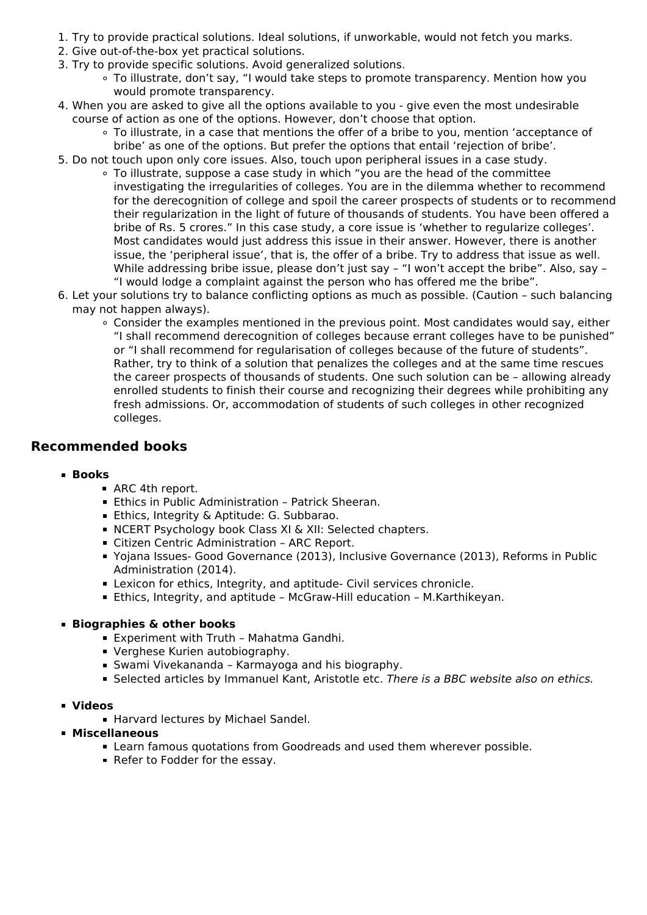1. Try to provide practical solutions. Ideal solutions, if unworkable, would not fetch you marks.
2. Give out-of-the-box yet practical solutions.
3. Try to provide specific solutions. Avoid generalized solutions.
    - To illustrate, don't say, "I would take steps to promote transparency. Mention how you would promote transparency.
4. When you are asked to give all the options available to you - give even the most undesirable course of action as one of the options. However, don't choose that option.
    - To illustrate, in a case that mentions the offer of a bribe to you, mention 'acceptance of bribe' as one of the options. But prefer the options that entail 'rejection of bribe'.
5. Do not touch upon only core issues. Also, touch upon peripheral issues in a case study.
    - To illustrate, suppose a case study in which "you are the head of the committee investigating the irregularities of colleges. You are in the dilemma whether to recommend for the derecognition of college and spoil the career prospects of students or to recommend their regularization in the light of future of thousands of students. You have been offered a bribe of Rs. 5 crores." In this case study, a core issue is 'whether to regularize colleges'. Most candidates would just address this issue in their answer. However, there is another issue, the 'peripheral issue', that is, the offer of a bribe. Try to address that issue as well. While addressing bribe issue, please don't just say – "I won't accept the bribe". Also, say – "I would lodge a complaint against the person who has offered me the bribe".
6. Let your solutions try to balance conflicting options as much as possible. (Caution – such balancing may not happen always).
    - Consider the examples mentioned in the previous point. Most candidates would say, either "I shall recommend derecognition of colleges because errant colleges have to be punished" or "I shall recommend for regularisation of colleges because of the future of students". Rather, try to think of a solution that penalizes the colleges and at the same time rescues the career prospects of thousands of students. One such solution can be – allowing already enrolled students to finish their course and recognizing their degrees while prohibiting any fresh admissions. Or, accommodation of students of such colleges in other recognized colleges.

## Recommended books

- **Books**
    - ARC 4th report.
    - Ethics in Public Administration – Patrick Sheeran.
    - Ethics, Integrity & Aptitude: G. Subbarao.
    - NCERT Psychology book Class XI & XII: Selected chapters.
    - Citizen Centric Administration – ARC Report.
    - Yojana Issues- Good Governance (2013), Inclusive Governance (2013), Reforms in Public Administration (2014).
    - Lexicon for ethics, Integrity, and aptitude- Civil services chronicle.
    - Ethics, Integrity, and aptitude – McGraw-Hill education – M.Karthikeyan.

- **Biographies & other books**
    - Experiment with Truth – Mahatma Gandhi.
    - Verghese Kurien autobiography.
    - Swami Vivekananda – Karmayoga and his biography.
    - Selected articles by Immanuel Kant, Aristotle etc. *There is a BBC website also on ethics.*

- **Videos**
    - Harvard lectures by Michael Sandel.
- **Miscellaneous**
    - Learn famous quotations from Goodreads and used them wherever possible.
    - Refer to Fodder for the essay.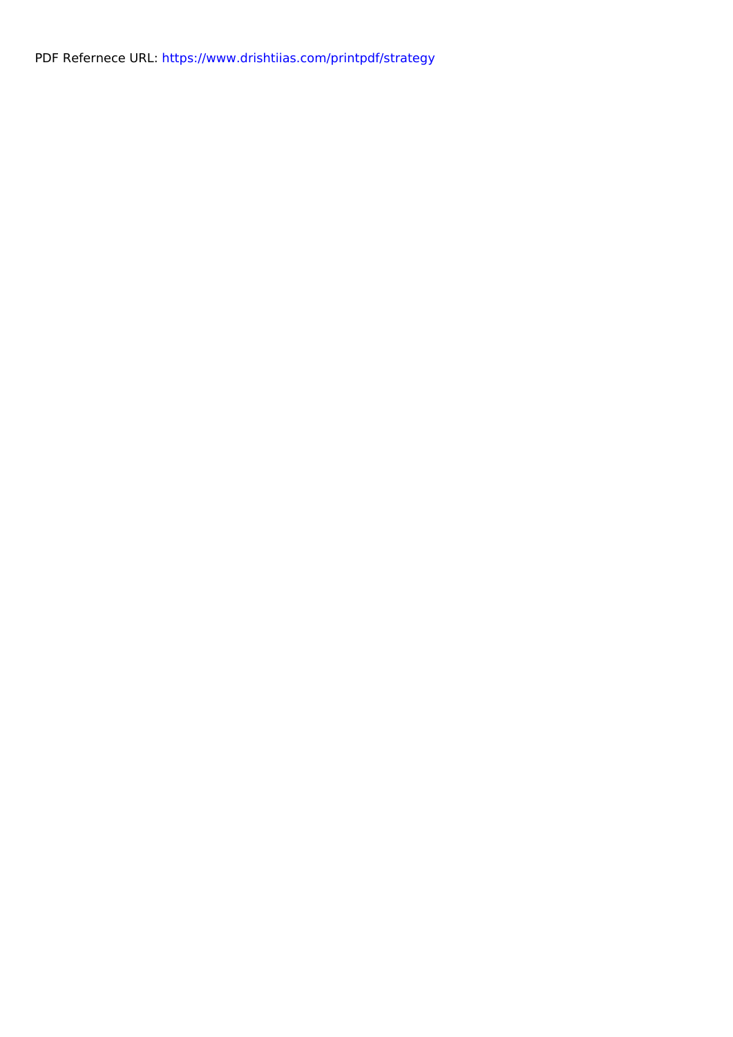PDF Refernece URL: https://www.drishtiias.com/printpdf/strategy